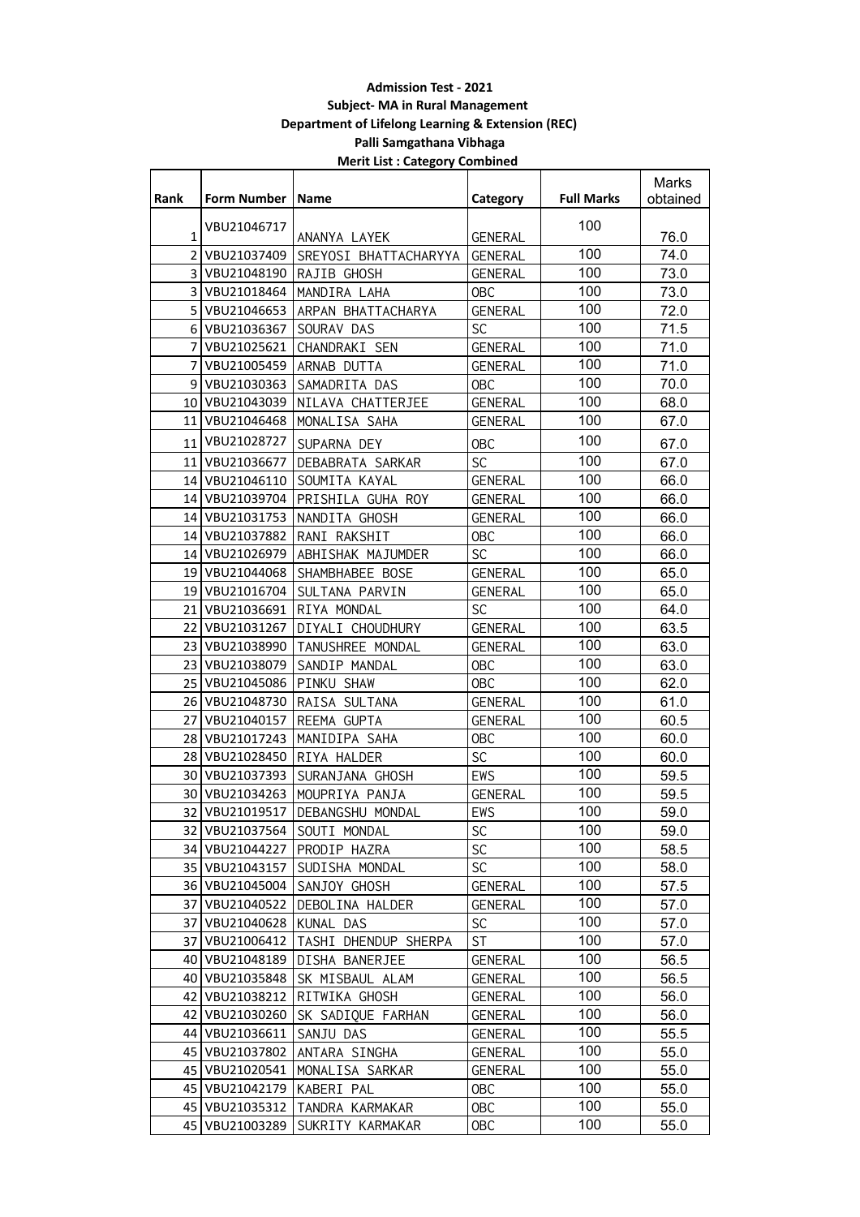**Admission Test - 2021**

**Subject- MA in Rural Management**

**Department of Lifelong Learning & Extension (REC)**

**Palli Samgathana Vibhaga**

**Merit List : Category Combined**

| Rank | Form Number | Name | Category | Full Marks | Marks obtained |
|---|---|---|---|---|---|
| 1 | VBU21046717 | ANANYA LAYEK | GENERAL | 100 | 76.0 |
| 2 | VBU21037409 | SREYOSI BHATTACHARYYA | GENERAL | 100 | 74.0 |
| 3 | VBU21048190 | RAJIB GHOSH | GENERAL | 100 | 73.0 |
| 3 | VBU21018464 | MANDIRA LAHA | OBC | 100 | 73.0 |
| 5 | VBU21046653 | ARPAN BHATTACHARYA | GENERAL | 100 | 72.0 |
| 6 | VBU21036367 | SOURAV DAS | SC | 100 | 71.5 |
| 7 | VBU21025621 | CHANDRAKI SEN | GENERAL | 100 | 71.0 |
| 7 | VBU21005459 | ARNAB DUTTA | GENERAL | 100 | 71.0 |
| 9 | VBU21030363 | SAMADRITA DAS | OBC | 100 | 70.0 |
| 10 | VBU21043039 | NILAVA CHATTERJEE | GENERAL | 100 | 68.0 |
| 11 | VBU21046468 | MONALISA SAHA | GENERAL | 100 | 67.0 |
| 11 | VBU21028727 | SUPARNA DEY | OBC | 100 | 67.0 |
| 11 | VBU21036677 | DEBABRATA SARKAR | SC | 100 | 67.0 |
| 14 | VBU21046110 | SOUMITA KAYAL | GENERAL | 100 | 66.0 |
| 14 | VBU21039704 | PRISHILA GUHA ROY | GENERAL | 100 | 66.0 |
| 14 | VBU21031753 | NANDITA GHOSH | GENERAL | 100 | 66.0 |
| 14 | VBU21037882 | RANI RAKSHIT | OBC | 100 | 66.0 |
| 14 | VBU21026979 | ABHISHAK MAJUMDER | SC | 100 | 66.0 |
| 19 | VBU21044068 | SHAMBHABEE BOSE | GENERAL | 100 | 65.0 |
| 19 | VBU21016704 | SULTANA PARVIN | GENERAL | 100 | 65.0 |
| 21 | VBU21036691 | RIYA MONDAL | SC | 100 | 64.0 |
| 22 | VBU21031267 | DIYALI CHOUDHURY | GENERAL | 100 | 63.5 |
| 23 | VBU21038990 | TANUSHREE MONDAL | GENERAL | 100 | 63.0 |
| 23 | VBU21038079 | SANDIP MANDAL | OBC | 100 | 63.0 |
| 25 | VBU21045086 | PINKU SHAW | OBC | 100 | 62.0 |
| 26 | VBU21048730 | RAISA SULTANA | GENERAL | 100 | 61.0 |
| 27 | VBU21040157 | REEMA GUPTA | GENERAL | 100 | 60.5 |
| 28 | VBU21017243 | MANIDIPA SAHA | OBC | 100 | 60.0 |
| 28 | VBU21028450 | RIYA HALDER | SC | 100 | 60.0 |
| 30 | VBU21037393 | SURANJANA GHOSH | EWS | 100 | 59.5 |
| 30 | VBU21034263 | MOUPRIYA PANJA | GENERAL | 100 | 59.5 |
| 32 | VBU21019517 | DEBANGSHU MONDAL | EWS | 100 | 59.0 |
| 32 | VBU21037564 | SOUTI MONDAL | SC | 100 | 59.0 |
| 34 | VBU21044227 | PRODIP HAZRA | SC | 100 | 58.5 |
| 35 | VBU21043157 | SUDISHA MONDAL | SC | 100 | 58.0 |
| 36 | VBU21045004 | SANJOY GHOSH | GENERAL | 100 | 57.5 |
| 37 | VBU21040522 | DEBOLINA HALDER | GENERAL | 100 | 57.0 |
| 37 | VBU21040628 | KUNAL DAS | SC | 100 | 57.0 |
| 37 | VBU21006412 | TASHI DHENDUP SHERPA | ST | 100 | 57.0 |
| 40 | VBU21048189 | DISHA BANERJEE | GENERAL | 100 | 56.5 |
| 40 | VBU21035848 | SK MISBAUL ALAM | GENERAL | 100 | 56.5 |
| 42 | VBU21038212 | RITWIKA GHOSH | GENERAL | 100 | 56.0 |
| 42 | VBU21030260 | SK SADIQUE FARHAN | GENERAL | 100 | 56.0 |
| 44 | VBU21036611 | SANJU DAS | GENERAL | 100 | 55.5 |
| 45 | VBU21037802 | ANTARA SINGHA | GENERAL | 100 | 55.0 |
| 45 | VBU21020541 | MONALISA SARKAR | GENERAL | 100 | 55.0 |
| 45 | VBU21042179 | KABERI PAL | OBC | 100 | 55.0 |
| 45 | VBU21035312 | TANDRA KARMAKAR | OBC | 100 | 55.0 |
| 45 | VBU21003289 | SUKRITY KARMAKAR | OBC | 100 | 55.0 |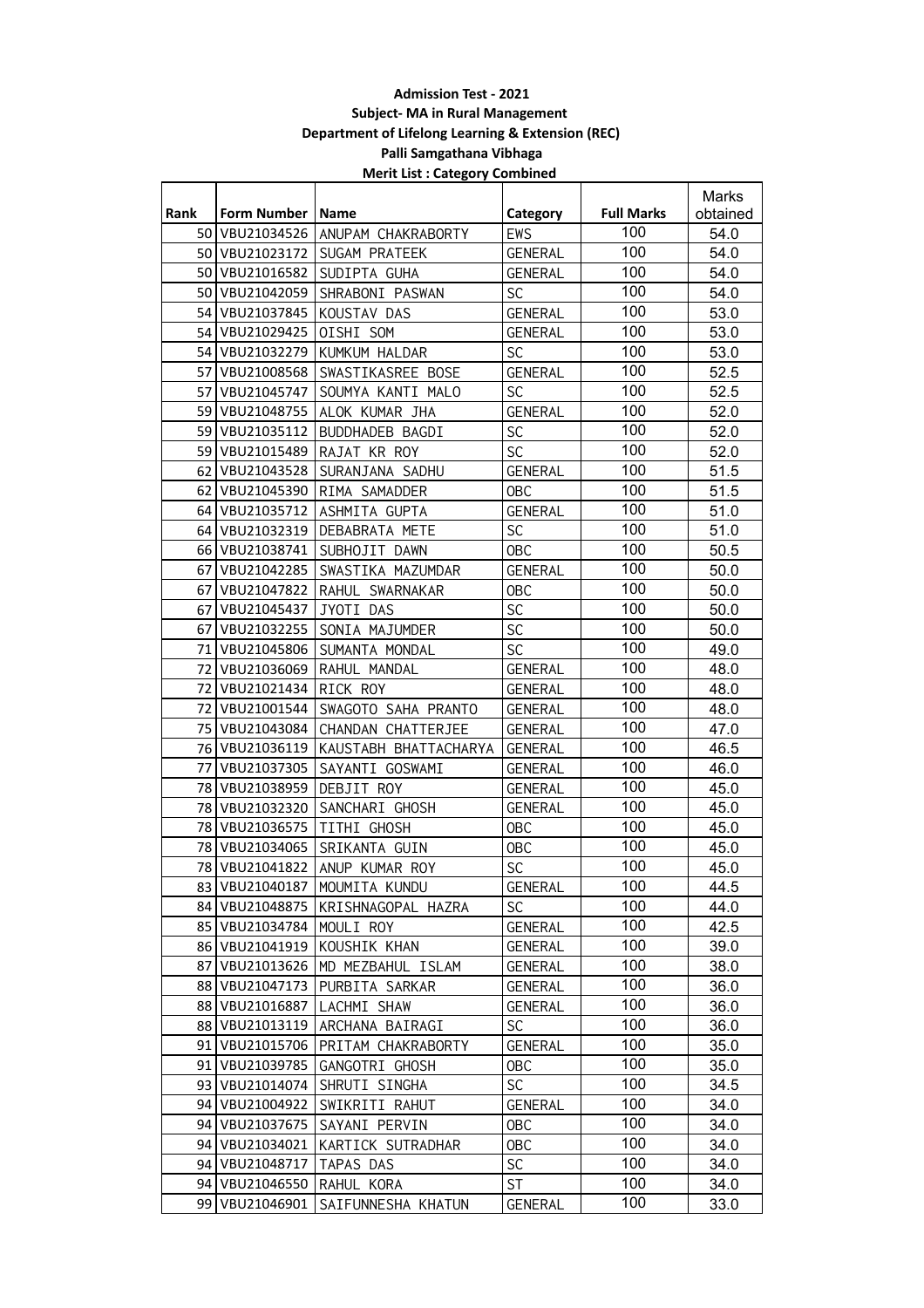**Admission Test - 2021**

**Subject- MA in Rural Management**

**Department of Lifelong Learning & Extension (REC)**

**Palli Samgathana Vibhaga**

**Merit List : Category Combined**

| Rank | Form Number | Name | Category | Full Marks | Marks obtained |
|---|---|---|---|---|---|
| 50 | VBU21034526 | ANUPAM CHAKRABORTY | EWS | 100 | 54.0 |
| 50 | VBU21023172 | SUGAM PRATEEK | GENERAL | 100 | 54.0 |
| 50 | VBU21016582 | SUDIPTA GUHA | GENERAL | 100 | 54.0 |
| 50 | VBU21042059 | SHRABONI PASWAN | SC | 100 | 54.0 |
| 54 | VBU21037845 | KOUSTAV DAS | GENERAL | 100 | 53.0 |
| 54 | VBU21029425 | OISHI SOM | GENERAL | 100 | 53.0 |
| 54 | VBU21032279 | KUMKUM HALDAR | SC | 100 | 53.0 |
| 57 | VBU21008568 | SWASTIKASREE BOSE | GENERAL | 100 | 52.5 |
| 57 | VBU21045747 | SOUMYA KANTI MALO | SC | 100 | 52.5 |
| 59 | VBU21048755 | ALOK KUMAR JHA | GENERAL | 100 | 52.0 |
| 59 | VBU21035112 | BUDDHADEB BAGDI | SC | 100 | 52.0 |
| 59 | VBU21015489 | RAJAT KR ROY | SC | 100 | 52.0 |
| 62 | VBU21043528 | SURANJANA SADHU | GENERAL | 100 | 51.5 |
| 62 | VBU21045390 | RIMA SAMADDER | OBC | 100 | 51.5 |
| 64 | VBU21035712 | ASHMITA GUPTA | GENERAL | 100 | 51.0 |
| 64 | VBU21032319 | DEBABRATA METE | SC | 100 | 51.0 |
| 66 | VBU21038741 | SUBHOJIT DAWN | OBC | 100 | 50.5 |
| 67 | VBU21042285 | SWASTIKA MAZUMDAR | GENERAL | 100 | 50.0 |
| 67 | VBU21047822 | RAHUL SWARNAKAR | OBC | 100 | 50.0 |
| 67 | VBU21045437 | JYOTI DAS | SC | 100 | 50.0 |
| 67 | VBU21032255 | SONIA MAJUMDER | SC | 100 | 50.0 |
| 71 | VBU21045806 | SUMANTA MONDAL | SC | 100 | 49.0 |
| 72 | VBU21036069 | RAHUL MANDAL | GENERAL | 100 | 48.0 |
| 72 | VBU21021434 | RICK ROY | GENERAL | 100 | 48.0 |
| 72 | VBU21001544 | SWAGOTO SAHA PRANTO | GENERAL | 100 | 48.0 |
| 75 | VBU21043084 | CHANDAN CHATTERJEE | GENERAL | 100 | 47.0 |
| 76 | VBU21036119 | KAUSTABH BHATTACHARYA | GENERAL | 100 | 46.5 |
| 77 | VBU21037305 | SAYANTI GOSWAMI | GENERAL | 100 | 46.0 |
| 78 | VBU21038959 | DEBJIT ROY | GENERAL | 100 | 45.0 |
| 78 | VBU21032320 | SANCHARI GHOSH | GENERAL | 100 | 45.0 |
| 78 | VBU21036575 | TITHI GHOSH | OBC | 100 | 45.0 |
| 78 | VBU21034065 | SRIKANTA GUIN | OBC | 100 | 45.0 |
| 78 | VBU21041822 | ANUP KUMAR ROY | SC | 100 | 45.0 |
| 83 | VBU21040187 | MOUMITA KUNDU | GENERAL | 100 | 44.5 |
| 84 | VBU21048875 | KRISHNAGOPAL HAZRA | SC | 100 | 44.0 |
| 85 | VBU21034784 | MOULI ROY | GENERAL | 100 | 42.5 |
| 86 | VBU21041919 | KOUSHIK KHAN | GENERAL | 100 | 39.0 |
| 87 | VBU21013626 | MD MEZBAHUL ISLAM | GENERAL | 100 | 38.0 |
| 88 | VBU21047173 | PURBITA SARKAR | GENERAL | 100 | 36.0 |
| 88 | VBU21016887 | LACHMI SHAW | GENERAL | 100 | 36.0 |
| 88 | VBU21013119 | ARCHANA BAIRAGI | SC | 100 | 36.0 |
| 91 | VBU21015706 | PRITAM CHAKRABORTY | GENERAL | 100 | 35.0 |
| 91 | VBU21039785 | GANGOTRI GHOSH | OBC | 100 | 35.0 |
| 93 | VBU21014074 | SHRUTI SINGHA | SC | 100 | 34.5 |
| 94 | VBU21004922 | SWIKRITI RAHUT | GENERAL | 100 | 34.0 |
| 94 | VBU21037675 | SAYANI PERVIN | OBC | 100 | 34.0 |
| 94 | VBU21034021 | KARTICK SUTRADHAR | OBC | 100 | 34.0 |
| 94 | VBU21048717 | TAPAS DAS | SC | 100 | 34.0 |
| 94 | VBU21046550 | RAHUL KORA | ST | 100 | 34.0 |
| 99 | VBU21046901 | SAIFUNNESHA KHATUN | GENERAL | 100 | 33.0 |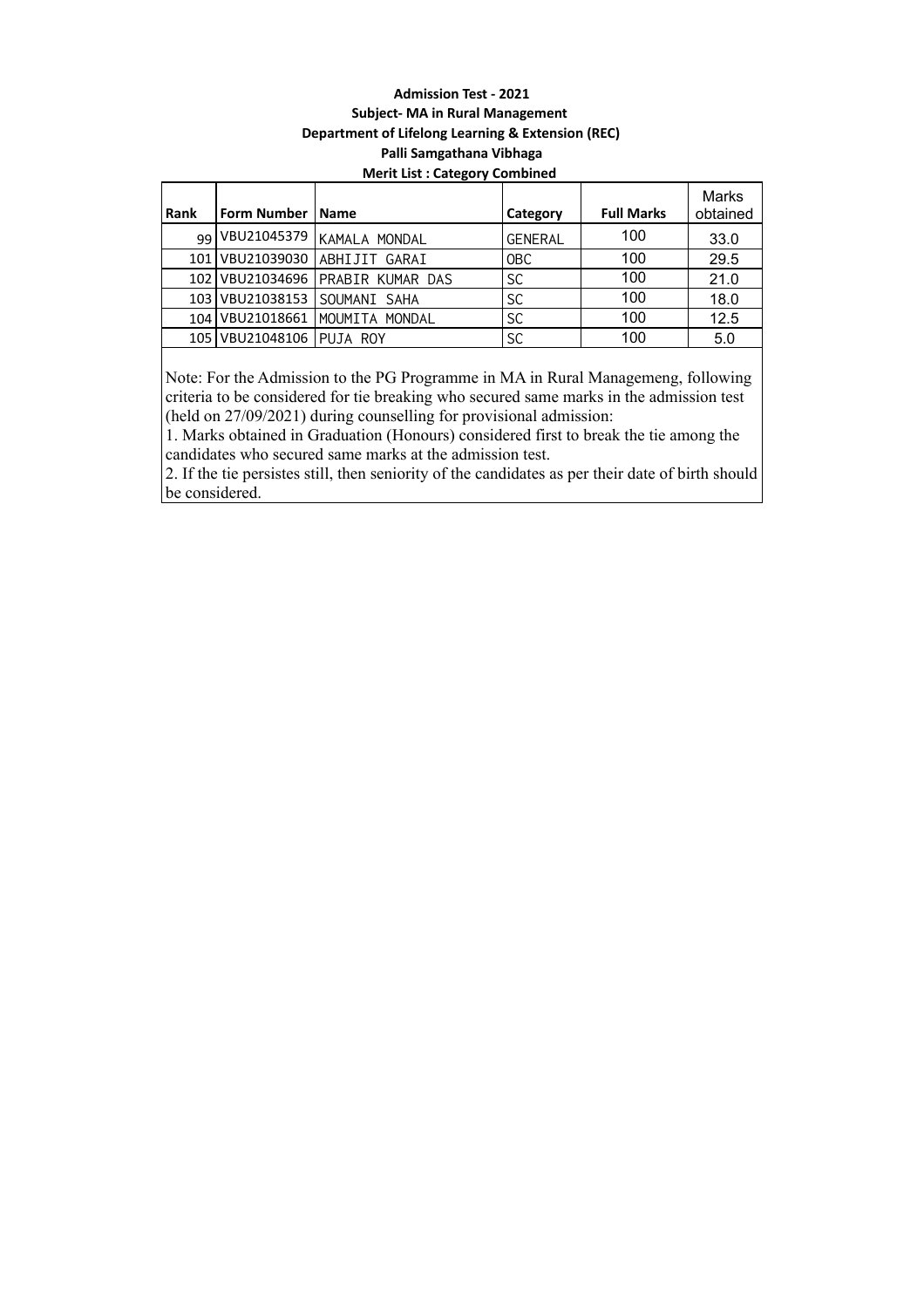**Admission Test - 2021**

**Subject- MA in Rural Management**

**Department of Lifelong Learning & Extension (REC)**

**Palli Samgathana Vibhaga**

**Merit List : Category Combined**

| Rank | Form Number | Name | Category | Full Marks | Marks obtained |
|---|---|---|---|---|---|
| 99 | VBU21045379 | KAMALA MONDAL | GENERAL | 100 | 33.0 |
| 101 | VBU21039030 | ABHIJIT GARAI | OBC | 100 | 29.5 |
| 102 | VBU21034696 | PRABIR KUMAR DAS | SC | 100 | 21.0 |
| 103 | VBU21038153 | SOUMANI SAHA | SC | 100 | 18.0 |
| 104 | VBU21018661 | MOUMITA MONDAL | SC | 100 | 12.5 |
| 105 | VBU21048106 | PUJA ROY | SC | 100 | 5.0 |

Note: For the Admission to the PG Programme in MA in Rural Managemeng, following criteria to be considered for tie breaking who secured same marks in the admission test (held on 27/09/2021) during counselling for provisional admission:

1. Marks obtained in Graduation (Honours) considered first to break the tie among the candidates who secured same marks at the admission test.

2. If the tie persistes still, then seniority of the candidates as per their date of birth should be considered.